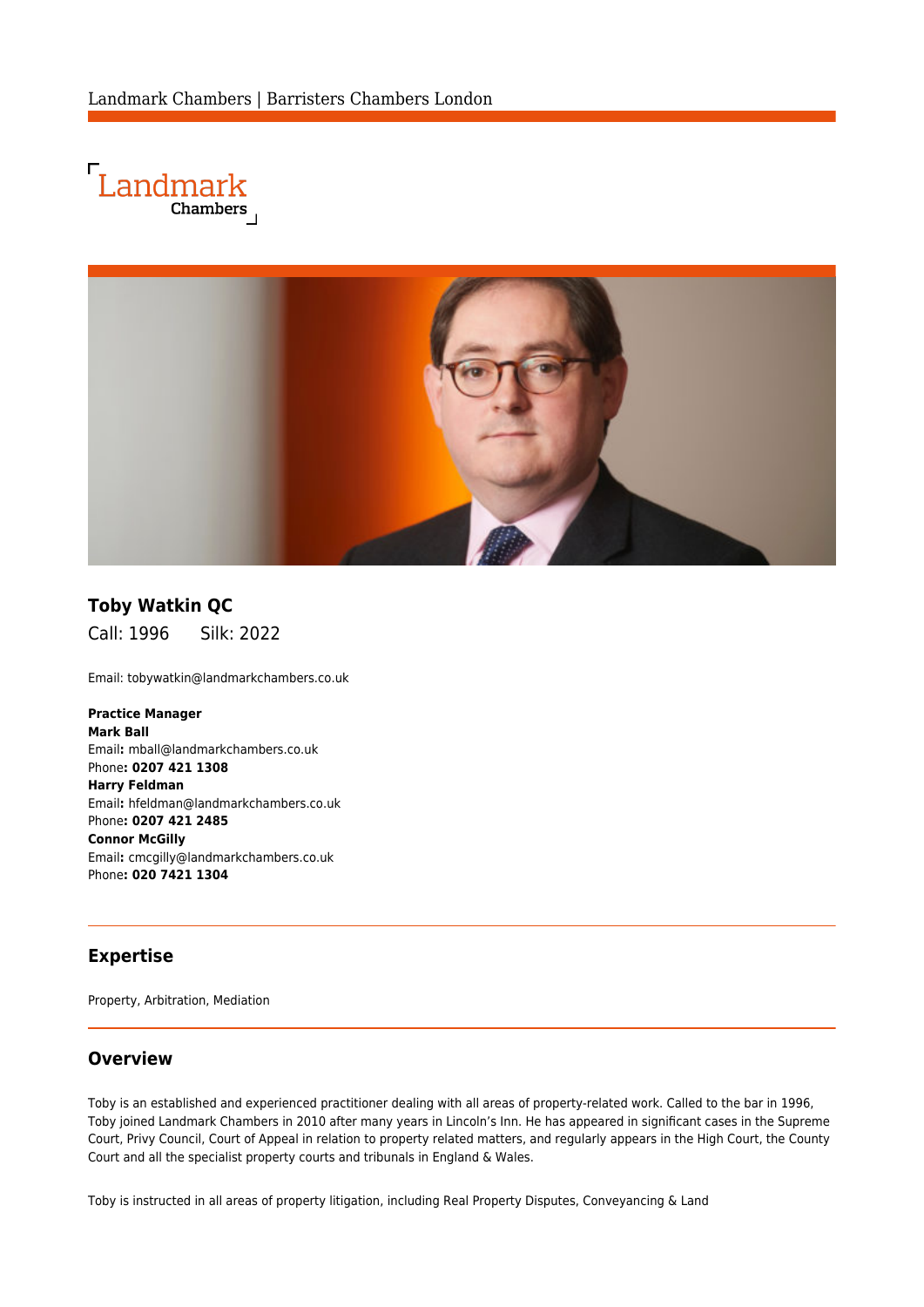# Toby Watkin QC

Call: 1996 Silk: 2022

Email: tobywatkin@landmarkchambers.co.uk

**Practice Manager**
**Mark Ball**
Email**:** mball@landmarkchambers.co.uk
Phone**: 0207 421 1308**
**Harry Feldman**
Email**:** hfeldman@landmarkchambers.co.uk
Phone**: 0207 421 2485**
**Connor McGilly**
Email**:** cmcgilly@landmarkchambers.co.uk
Phone**: 020 7421 1304**

## Expertise

Property, Arbitration, Mediation

## Overview

Toby is an established and experienced practitioner dealing with all areas of property-related work. Called to the bar in 1996, Toby joined Landmark Chambers in 2010 after many years in Lincoln's Inn. He has appeared in significant cases in the Supreme Court, Privy Council, Court of Appeal in relation to property related matters, and regularly appears in the High Court, the County Court and all the specialist property courts and tribunals in England & Wales.

Toby is instructed in all areas of property litigation, including Real Property Disputes, Conveyancing & Land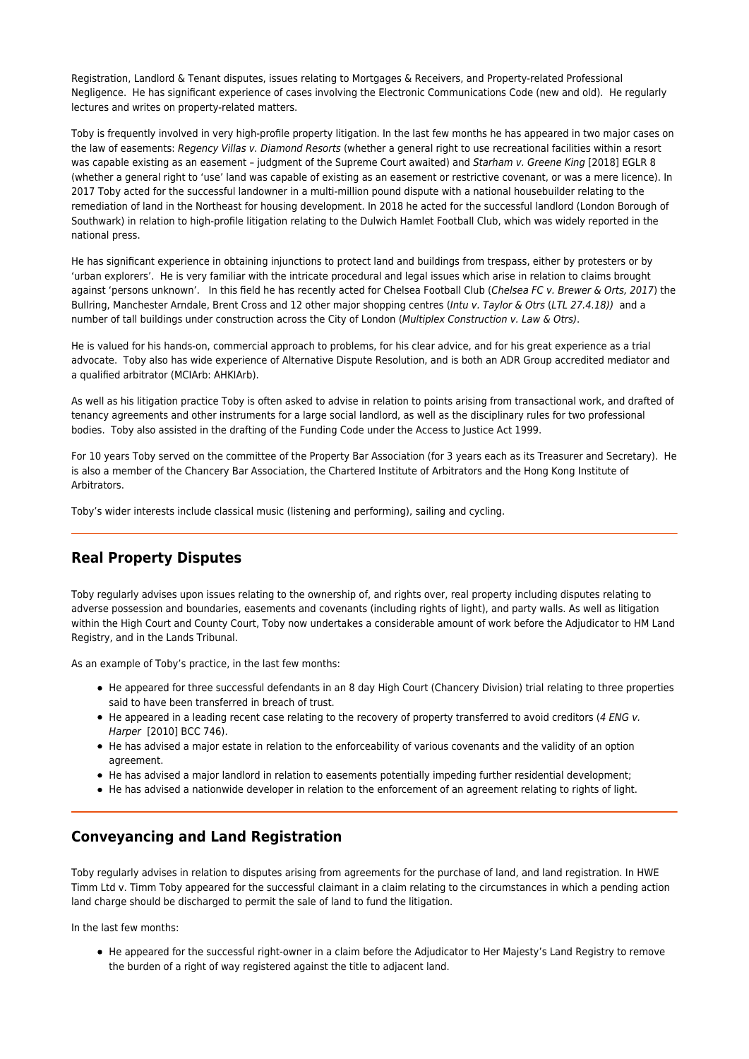Registration, Landlord & Tenant disputes, issues relating to Mortgages & Receivers, and Property-related Professional Negligence.  He has significant experience of cases involving the Electronic Communications Code (new and old).  He regularly lectures and writes on property-related matters.

Toby is frequently involved in very high-profile property litigation. In the last few months he has appeared in two major cases on the law of easements: *Regency Villas v. Diamond Resorts* (whether a general right to use recreational facilities within a resort was capable existing as an easement – judgment of the Supreme Court awaited) and *Starham v. Greene King* [2018] EGLR 8 (whether a general right to 'use' land was capable of existing as an easement or restrictive covenant, or was a mere licence). In 2017 Toby acted for the successful landowner in a multi-million pound dispute with a national housebuilder relating to the remediation of land in the Northeast for housing development. In 2018 he acted for the successful landlord (London Borough of Southwark) in relation to high-profile litigation relating to the Dulwich Hamlet Football Club, which was widely reported in the national press.

He has significant experience in obtaining injunctions to protect land and buildings from trespass, either by protesters or by 'urban explorers'.  He is very familiar with the intricate procedural and legal issues which arise in relation to claims brought against 'persons unknown'.   In this field he has recently acted for Chelsea Football Club (*Chelsea FC v. Brewer & Orts, 2017*) the Bullring, Manchester Arndale, Brent Cross and 12 other major shopping centres (*Intu v. Taylor & Otrs* (*LTL 27.4.18))*  and a number of tall buildings under construction across the City of London (*Multiplex Construction v. Law & Otrs)*.

He is valued for his hands-on, commercial approach to problems, for his clear advice, and for his great experience as a trial advocate.  Toby also has wide experience of Alternative Dispute Resolution, and is both an ADR Group accredited mediator and a qualified arbitrator (MCIArb: AHKIArb).

As well as his litigation practice Toby is often asked to advise in relation to points arising from transactional work, and drafted of tenancy agreements and other instruments for a large social landlord, as well as the disciplinary rules for two professional bodies.  Toby also assisted in the drafting of the Funding Code under the Access to Justice Act 1999.

For 10 years Toby served on the committee of the Property Bar Association (for 3 years each as its Treasurer and Secretary).  He is also a member of the Chancery Bar Association, the Chartered Institute of Arbitrators and the Hong Kong Institute of Arbitrators.

Toby's wider interests include classical music (listening and performing), sailing and cycling.

---

## Real Property Disputes

Toby regularly advises upon issues relating to the ownership of, and rights over, real property including disputes relating to adverse possession and boundaries, easements and covenants (including rights of light), and party walls. As well as litigation within the High Court and County Court, Toby now undertakes a considerable amount of work before the Adjudicator to HM Land Registry, and in the Lands Tribunal.

As an example of Toby's practice, in the last few months:

- He appeared for three successful defendants in an 8 day High Court (Chancery Division) trial relating to three properties said to have been transferred in breach of trust.
- He appeared in a leading recent case relating to the recovery of property transferred to avoid creditors (*4 ENG v. Harper*  [2010] BCC 746).
- He has advised a major estate in relation to the enforceability of various covenants and the validity of an option agreement.
- He has advised a major landlord in relation to easements potentially impeding further residential development;
- He has advised a nationwide developer in relation to the enforcement of an agreement relating to rights of light.

---

## Conveyancing and Land Registration

Toby regularly advises in relation to disputes arising from agreements for the purchase of land, and land registration. In HWE Timm Ltd v. Timm Toby appeared for the successful claimant in a claim relating to the circumstances in which a pending action land charge should be discharged to permit the sale of land to fund the litigation.

In the last few months:

- He appeared for the successful right-owner in a claim before the Adjudicator to Her Majesty's Land Registry to remove the burden of a right of way registered against the title to adjacent land.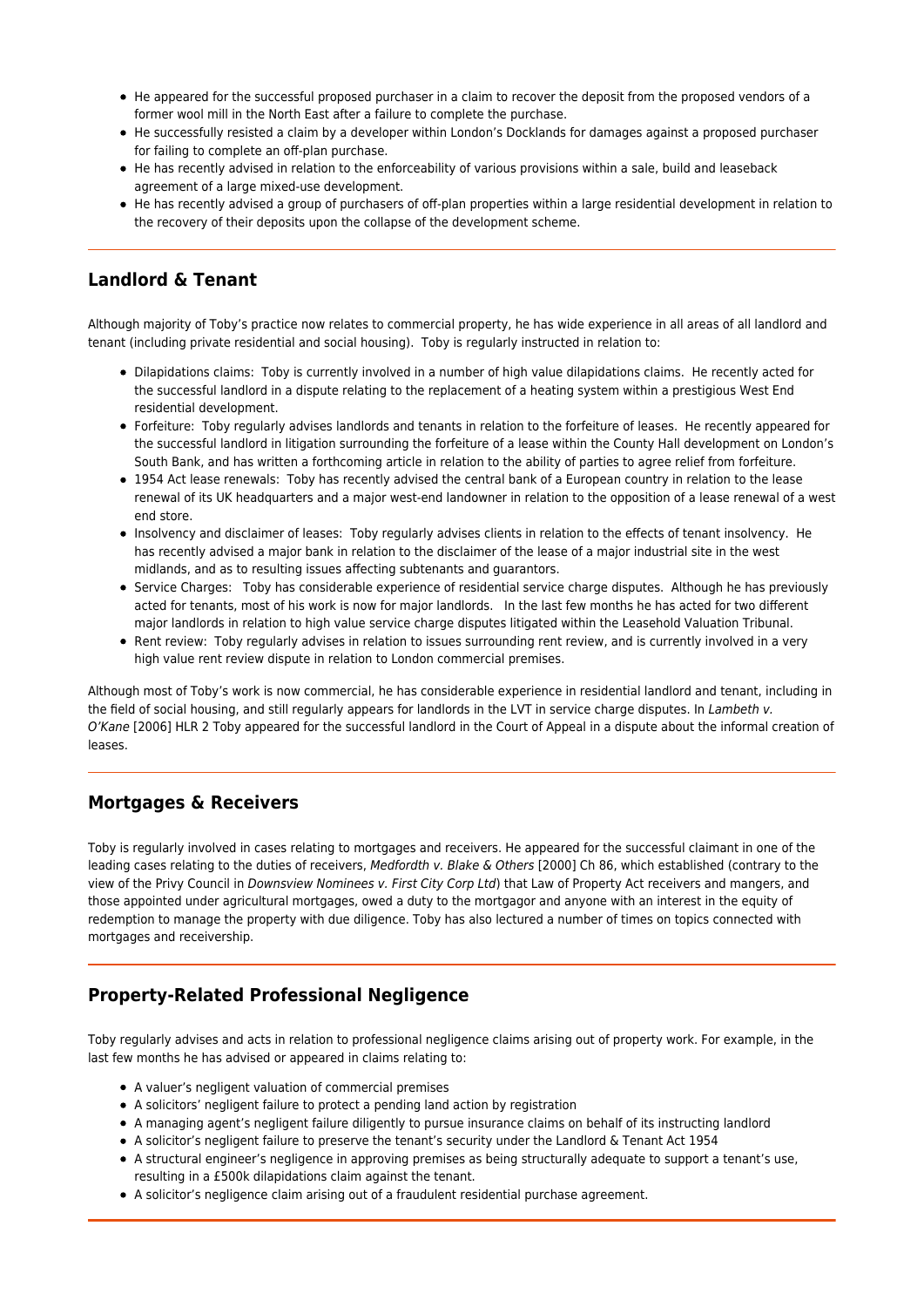- He appeared for the successful proposed purchaser in a claim to recover the deposit from the proposed vendors of a former wool mill in the North East after a failure to complete the purchase.
- He successfully resisted a claim by a developer within London's Docklands for damages against a proposed purchaser for failing to complete an off-plan purchase.
- He has recently advised in relation to the enforceability of various provisions within a sale, build and leaseback agreement of a large mixed-use development.
- He has recently advised a group of purchasers of off-plan properties within a large residential development in relation to the recovery of their deposits upon the collapse of the development scheme.

## Landlord & Tenant

Although majority of Toby's practice now relates to commercial property, he has wide experience in all areas of all landlord and tenant (including private residential and social housing). Toby is regularly instructed in relation to:

- Dilapidations claims: Toby is currently involved in a number of high value dilapidations claims. He recently acted for the successful landlord in a dispute relating to the replacement of a heating system within a prestigious West End residential development.
- Forfeiture: Toby regularly advises landlords and tenants in relation to the forfeiture of leases. He recently appeared for the successful landlord in litigation surrounding the forfeiture of a lease within the County Hall development on London's South Bank, and has written a forthcoming article in relation to the ability of parties to agree relief from forfeiture.
- 1954 Act lease renewals: Toby has recently advised the central bank of a European country in relation to the lease renewal of its UK headquarters and a major west-end landowner in relation to the opposition of a lease renewal of a west end store.
- Insolvency and disclaimer of leases: Toby regularly advises clients in relation to the effects of tenant insolvency. He has recently advised a major bank in relation to the disclaimer of the lease of a major industrial site in the west midlands, and as to resulting issues affecting subtenants and guarantors.
- Service Charges: Toby has considerable experience of residential service charge disputes. Although he has previously acted for tenants, most of his work is now for major landlords. In the last few months he has acted for two different major landlords in relation to high value service charge disputes litigated within the Leasehold Valuation Tribunal.
- Rent review: Toby regularly advises in relation to issues surrounding rent review, and is currently involved in a very high value rent review dispute in relation to London commercial premises.

Although most of Toby's work is now commercial, he has considerable experience in residential landlord and tenant, including in the field of social housing, and still regularly appears for landlords in the LVT in service charge disputes. In *Lambeth v. O'Kane* [2006] HLR 2 Toby appeared for the successful landlord in the Court of Appeal in a dispute about the informal creation of leases.

## Mortgages & Receivers

Toby is regularly involved in cases relating to mortgages and receivers. He appeared for the successful claimant in one of the leading cases relating to the duties of receivers, *Medfordth v. Blake & Others* [2000] Ch 86, which established (contrary to the view of the Privy Council in *Downsview Nominees v. First City Corp Ltd*) that Law of Property Act receivers and mangers, and those appointed under agricultural mortgages, owed a duty to the mortgagor and anyone with an interest in the equity of redemption to manage the property with due diligence. Toby has also lectured a number of times on topics connected with mortgages and receivership.

## Property-Related Professional Negligence

Toby regularly advises and acts in relation to professional negligence claims arising out of property work. For example, in the last few months he has advised or appeared in claims relating to:

- A valuer's negligent valuation of commercial premises
- A solicitors' negligent failure to protect a pending land action by registration
- A managing agent's negligent failure diligently to pursue insurance claims on behalf of its instructing landlord
- A solicitor's negligent failure to preserve the tenant's security under the Landlord & Tenant Act 1954
- A structural engineer's negligence in approving premises as being structurally adequate to support a tenant's use, resulting in a £500k dilapidations claim against the tenant.
- A solicitor's negligence claim arising out of a fraudulent residential purchase agreement.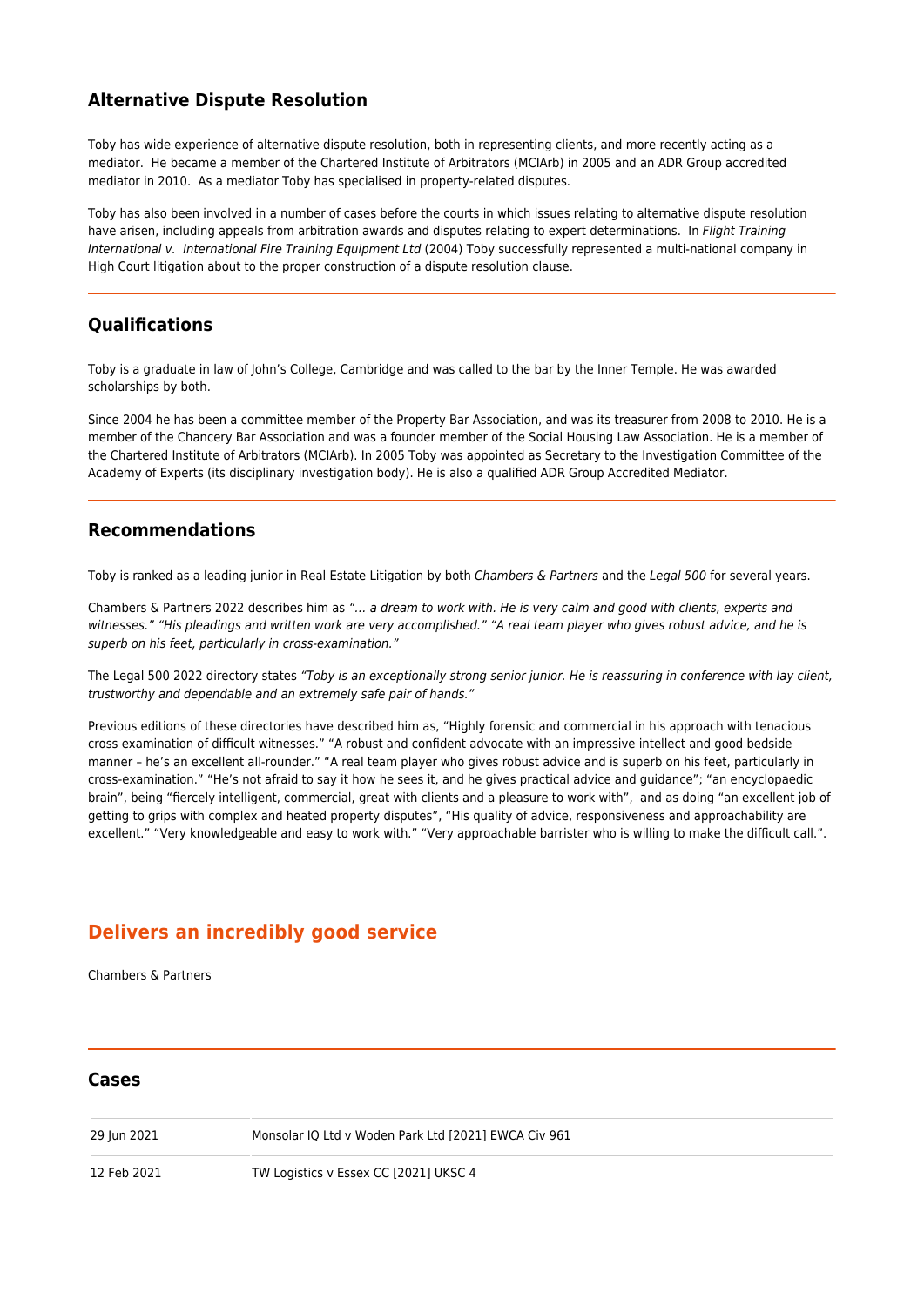## Alternative Dispute Resolution

Toby has wide experience of alternative dispute resolution, both in representing clients, and more recently acting as a mediator. He became a member of the Chartered Institute of Arbitrators (MCIArb) in 2005 and an ADR Group accredited mediator in 2010. As a mediator Toby has specialised in property-related disputes.

Toby has also been involved in a number of cases before the courts in which issues relating to alternative dispute resolution have arisen, including appeals from arbitration awards and disputes relating to expert determinations. In *Flight Training International v. International Fire Training Equipment Ltd* (2004) Toby successfully represented a multi-national company in High Court litigation about to the proper construction of a dispute resolution clause.

## Qualifications

Toby is a graduate in law of John's College, Cambridge and was called to the bar by the Inner Temple. He was awarded scholarships by both.

Since 2004 he has been a committee member of the Property Bar Association, and was its treasurer from 2008 to 2010. He is a member of the Chancery Bar Association and was a founder member of the Social Housing Law Association. He is a member of the Chartered Institute of Arbitrators (MCIArb). In 2005 Toby was appointed as Secretary to the Investigation Committee of the Academy of Experts (its disciplinary investigation body). He is also a qualified ADR Group Accredited Mediator.

## Recommendations

Toby is ranked as a leading junior in Real Estate Litigation by both *Chambers & Partners* and the *Legal 500* for several years.

Chambers & Partners 2022 describes him as *"… a dream to work with. He is very calm and good with clients, experts and witnesses." "His pleadings and written work are very accomplished." "A real team player who gives robust advice, and he is superb on his feet, particularly in cross-examination."*

The Legal 500 2022 directory states *"Toby is an exceptionally strong senior junior. He is reassuring in conference with lay client, trustworthy and dependable and an extremely safe pair of hands."*

Previous editions of these directories have described him as, "Highly forensic and commercial in his approach with tenacious cross examination of difficult witnesses." "A robust and confident advocate with an impressive intellect and good bedside manner – he's an excellent all-rounder." "A real team player who gives robust advice and is superb on his feet, particularly in cross-examination." "He's not afraid to say it how he sees it, and he gives practical advice and guidance"; "an encyclopaedic brain", being "fiercely intelligent, commercial, great with clients and a pleasure to work with", and as doing "an excellent job of getting to grips with complex and heated property disputes", "His quality of advice, responsiveness and approachability are excellent." "Very knowledgeable and easy to work with." "Very approachable barrister who is willing to make the difficult call.".

## Delivers an incredibly good service

Chambers & Partners

## Cases

| | |
|---|---|
| 29 Jun 2021 | Monsolar IQ Ltd v Woden Park Ltd [2021] EWCA Civ 961 |
| 12 Feb 2021 | TW Logistics v Essex CC [2021] UKSC 4 |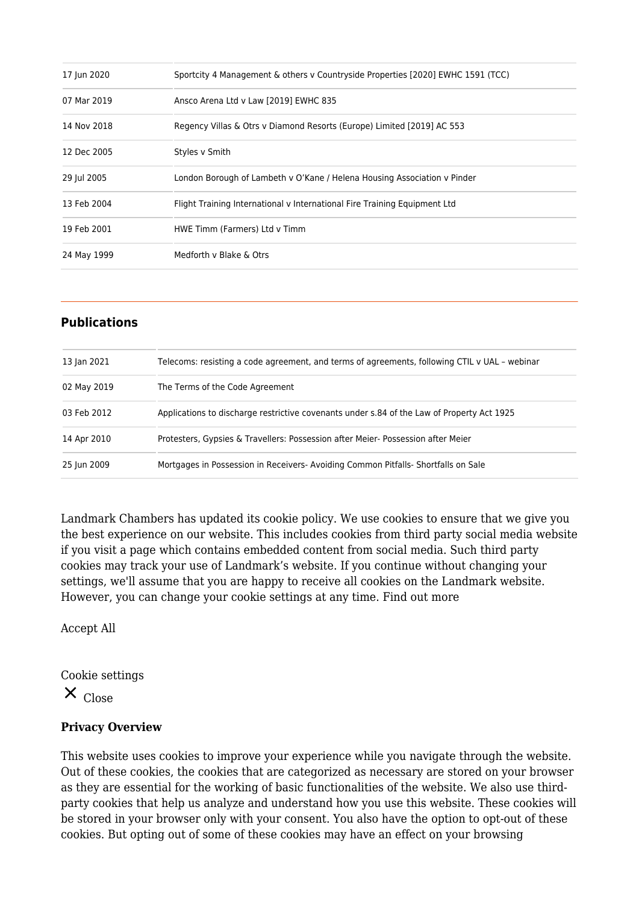| | |
|---|---|
| 17 Jun 2020 | Sportcity 4 Management & others v Countryside Properties [2020] EWHC 1591 (TCC) |
| 07 Mar 2019 | Ansco Arena Ltd v Law [2019] EWHC 835 |
| 14 Nov 2018 | Regency Villas & Otrs v Diamond Resorts (Europe) Limited [2019] AC 553 |
| 12 Dec 2005 | Styles v Smith |
| 29 Jul 2005 | London Borough of Lambeth v O'Kane / Helena Housing Association v Pinder |
| 13 Feb 2004 | Flight Training International v International Fire Training Equipment Ltd |
| 19 Feb 2001 | HWE Timm (Farmers) Ltd v Timm |
| 24 May 1999 | Medforth v Blake & Otrs |

## Publications

| | |
|---|---|
| 13 Jan 2021 | Telecoms: resisting a code agreement, and terms of agreements, following CTIL v UAL – webinar |
| 02 May 2019 | The Terms of the Code Agreement |
| 03 Feb 2012 | Applications to discharge restrictive covenants under s.84 of the Law of Property Act 1925 |
| 14 Apr 2010 | Protesters, Gypsies & Travellers: Possession after Meier- Possession after Meier |
| 25 Jun 2009 | Mortgages in Possession in Receivers- Avoiding Common Pitfalls- Shortfalls on Sale |

Landmark Chambers has updated its cookie policy. We use cookies to ensure that we give you the best experience on our website. This includes cookies from third party social media website if you visit a page which contains embedded content from social media. Such third party cookies may track your use of Landmark's website. If you continue without changing your settings, we'll assume that you are happy to receive all cookies on the Landmark website. However, you can change your cookie settings at any time. Find out more

Accept All

Cookie settings

✕ Close

**Privacy Overview**

This website uses cookies to improve your experience while you navigate through the website. Out of these cookies, the cookies that are categorized as necessary are stored on your browser as they are essential for the working of basic functionalities of the website. We also use third-party cookies that help us analyze and understand how you use this website. These cookies will be stored in your browser only with your consent. You also have the option to opt-out of these cookies. But opting out of some of these cookies may have an effect on your browsing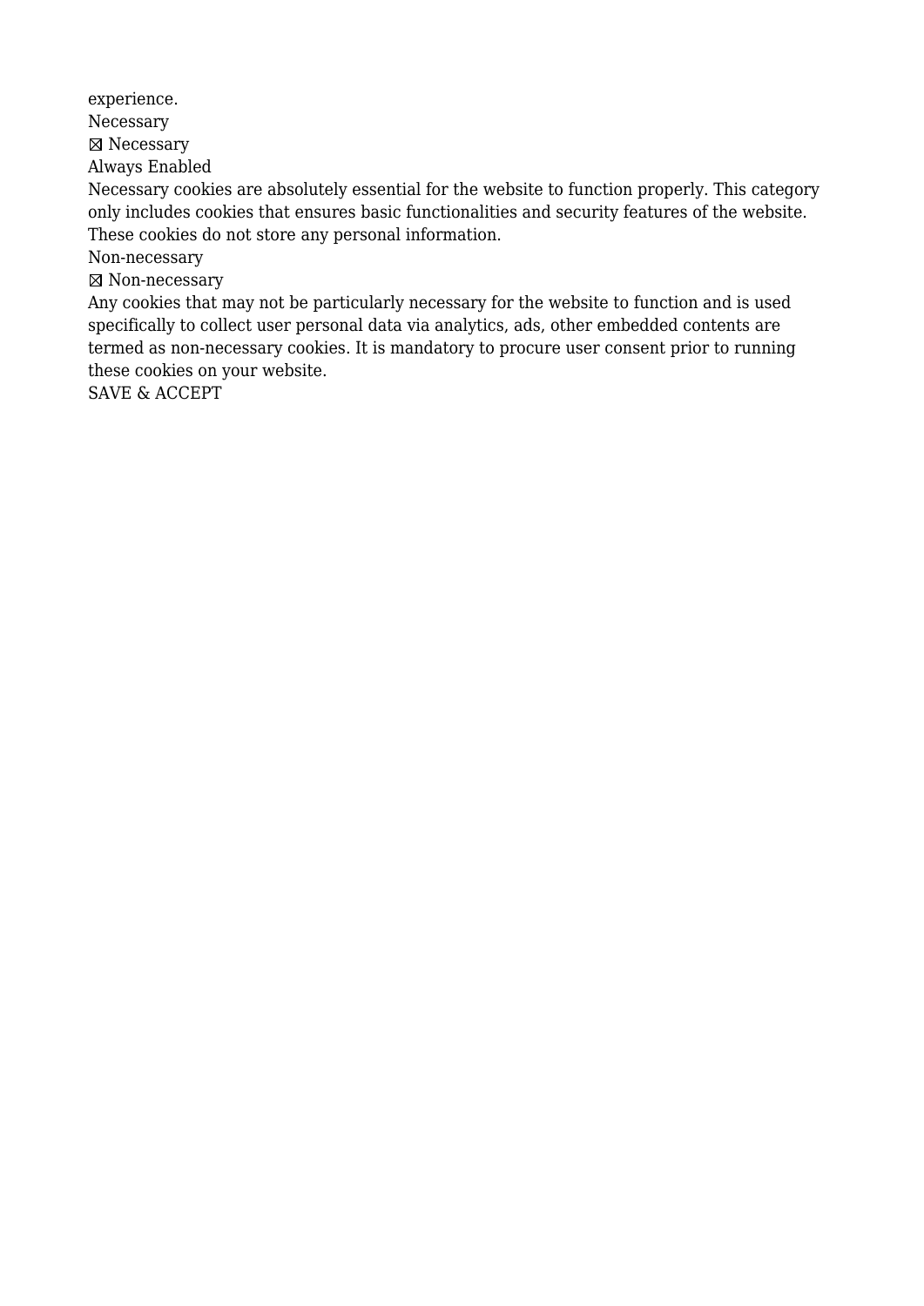experience.

Necessary

⊠ Necessary

Always Enabled

Necessary cookies are absolutely essential for the website to function properly. This category only includes cookies that ensures basic functionalities and security features of the website. These cookies do not store any personal information.

Non-necessary

⊠ Non-necessary

Any cookies that may not be particularly necessary for the website to function and is used specifically to collect user personal data via analytics, ads, other embedded contents are termed as non-necessary cookies. It is mandatory to procure user consent prior to running these cookies on your website.

SAVE & ACCEPT